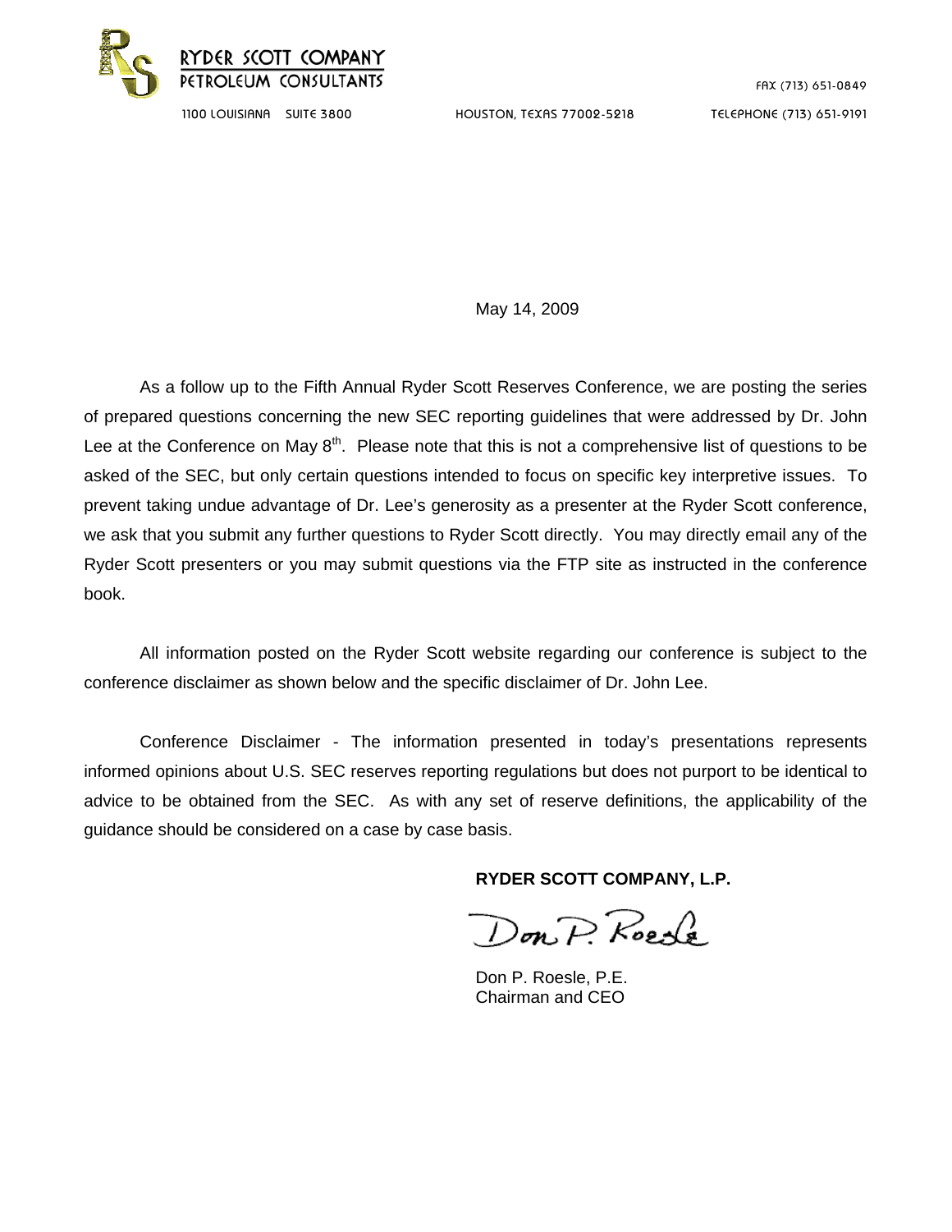**RYDER SCOTT COMPANY**
**PETROLEUM CONSULTANTS**

FAX (713) 651-0849

1100 LOUISIANA SUITE 3800 HOUSTON, TEXAS 77002-5218 TELEPHONE (713) 651-9191

May 14, 2009

As a follow up to the Fifth Annual Ryder Scott Reserves Conference, we are posting the series of prepared questions concerning the new SEC reporting guidelines that were addressed by Dr. John Lee at the Conference on May 8th. Please note that this is not a comprehensive list of questions to be asked of the SEC, but only certain questions intended to focus on specific key interpretive issues. To prevent taking undue advantage of Dr. Lee's generosity as a presenter at the Ryder Scott conference, we ask that you submit any further questions to Ryder Scott directly. You may directly email any of the Ryder Scott presenters or you may submit questions via the FTP site as instructed in the conference book.

All information posted on the Ryder Scott website regarding our conference is subject to the conference disclaimer as shown below and the specific disclaimer of Dr. John Lee.

Conference Disclaimer - The information presented in today's presentations represents informed opinions about U.S. SEC reserves reporting regulations but does not purport to be identical to advice to be obtained from the SEC. As with any set of reserve definitions, the applicability of the guidance should be considered on a case by case basis.

**RYDER SCOTT COMPANY, L.P.**

Don P. Roesle

Don P. Roesle, P.E.
Chairman and CEO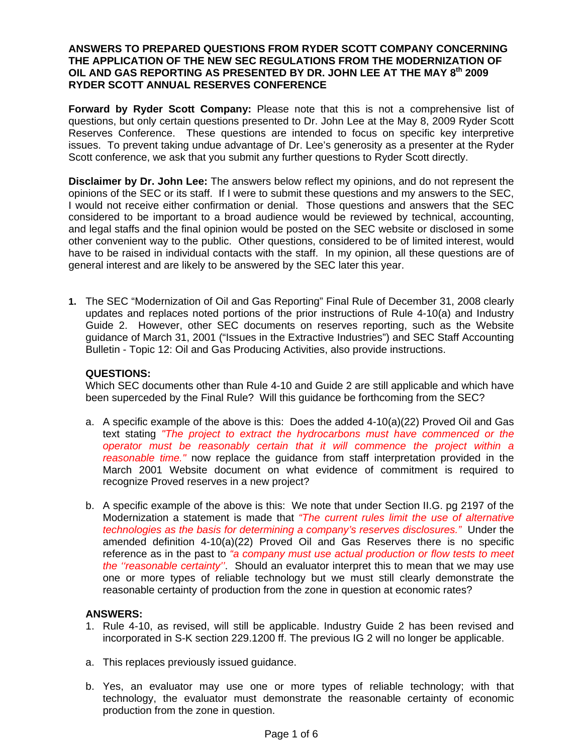**ANSWERS TO PREPARED QUESTIONS FROM RYDER SCOTT COMPANY CONCERNING THE APPLICATION OF THE NEW SEC REGULATIONS FROM THE MODERNIZATION OF OIL AND GAS REPORTING AS PRESENTED BY DR. JOHN LEE AT THE MAY 8th 2009 RYDER SCOTT ANNUAL RESERVES CONFERENCE**

**Forward by Ryder Scott Company:** Please note that this is not a comprehensive list of questions, but only certain questions presented to Dr. John Lee at the May 8, 2009 Ryder Scott Reserves Conference. These questions are intended to focus on specific key interpretive issues. To prevent taking undue advantage of Dr. Lee's generosity as a presenter at the Ryder Scott conference, we ask that you submit any further questions to Ryder Scott directly.

**Disclaimer by Dr. John Lee:** The answers below reflect my opinions, and do not represent the opinions of the SEC or its staff. If I were to submit these questions and my answers to the SEC, I would not receive either confirmation or denial. Those questions and answers that the SEC considered to be important to a broad audience would be reviewed by technical, accounting, and legal staffs and the final opinion would be posted on the SEC website or disclosed in some other convenient way to the public. Other questions, considered to be of limited interest, would have to be raised in individual contacts with the staff. In my opinion, all these questions are of general interest and are likely to be answered by the SEC later this year.

**1.** The SEC "Modernization of Oil and Gas Reporting" Final Rule of December 31, 2008 clearly updates and replaces noted portions of the prior instructions of Rule 4-10(a) and Industry Guide 2. However, other SEC documents on reserves reporting, such as the Website guidance of March 31, 2001 ("Issues in the Extractive Industries") and SEC Staff Accounting Bulletin - Topic 12: Oil and Gas Producing Activities, also provide instructions.

**QUESTIONS:**

Which SEC documents other than Rule 4-10 and Guide 2 are still applicable and which have been superceded by the Final Rule? Will this guidance be forthcoming from the SEC?

a. A specific example of the above is this: Does the added 4-10(a)(22) Proved Oil and Gas text stating *"The project to extract the hydrocarbons must have commenced or the operator must be reasonably certain that it will commence the project within a reasonable time."* now replace the guidance from staff interpretation provided in the March 2001 Website document on what evidence of commitment is required to recognize Proved reserves in a new project?

b. A specific example of the above is this: We note that under Section II.G. pg 2197 of the Modernization a statement is made that *"The current rules limit the use of alternative technologies as the basis for determining a company's reserves disclosures."* Under the amended definition 4-10(a)(22) Proved Oil and Gas Reserves there is no specific reference as in the past to *"a company must use actual production or flow tests to meet the ''reasonable certainty''*. Should an evaluator interpret this to mean that we may use one or more types of reliable technology but we must still clearly demonstrate the reasonable certainty of production from the zone in question at economic rates?

**ANSWERS:**

1. Rule 4-10, as revised, will still be applicable. Industry Guide 2 has been revised and incorporated in S-K section 229.1200 ff. The previous IG 2 will no longer be applicable.

a. This replaces previously issued guidance.

b. Yes, an evaluator may use one or more types of reliable technology; with that technology, the evaluator must demonstrate the reasonable certainty of economic production from the zone in question.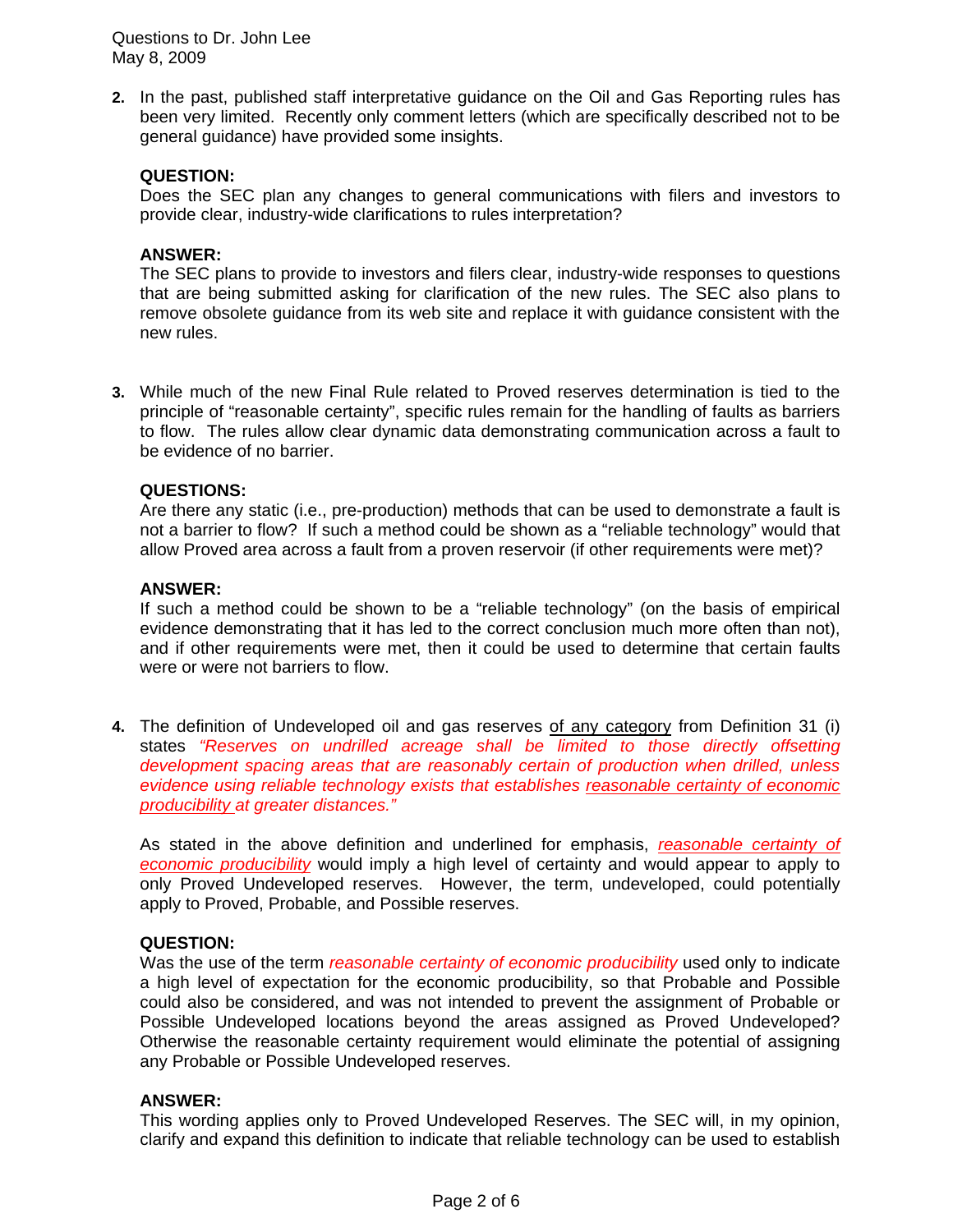Questions to Dr. John Lee
May 8, 2009

2. In the past, published staff interpretative guidance on the Oil and Gas Reporting rules has been very limited. Recently only comment letters (which are specifically described not to be general guidance) have provided some insights.

   **QUESTION:**
   Does the SEC plan any changes to general communications with filers and investors to provide clear, industry-wide clarifications to rules interpretation?

   **ANSWER:**
   The SEC plans to provide to investors and filers clear, industry-wide responses to questions that are being submitted asking for clarification of the new rules. The SEC also plans to remove obsolete guidance from its web site and replace it with guidance consistent with the new rules.

3. While much of the new Final Rule related to Proved reserves determination is tied to the principle of "reasonable certainty", specific rules remain for the handling of faults as barriers to flow. The rules allow clear dynamic data demonstrating communication across a fault to be evidence of no barrier.

   **QUESTIONS:**
   Are there any static (i.e., pre-production) methods that can be used to demonstrate a fault is not a barrier to flow? If such a method could be shown as a "reliable technology" would that allow Proved area across a fault from a proven reservoir (if other requirements were met)?

   **ANSWER:**
   If such a method could be shown to be a "reliable technology" (on the basis of empirical evidence demonstrating that it has led to the correct conclusion much more often than not), and if other requirements were met, then it could be used to determine that certain faults were or were not barriers to flow.

4. The definition of Undeveloped oil and gas reserves <u>of any category</u> from Definition 31 (i) states *"Reserves on undrilled acreage shall be limited to those directly offsetting development spacing areas that are reasonably certain of production when drilled, unless evidence using reliable technology exists that establishes <u>reasonable certainty of economic producibility</u> at greater distances."*

   As stated in the above definition and underlined for emphasis, *<u>reasonable certainty of economic producibility</u>* would imply a high level of certainty and would appear to apply to only Proved Undeveloped reserves. However, the term, undeveloped, could potentially apply to Proved, Probable, and Possible reserves.

   **QUESTION:**
   Was the use of the term *reasonable certainty of economic producibility* used only to indicate a high level of expectation for the economic producibility, so that Probable and Possible could also be considered, and was not intended to prevent the assignment of Probable or Possible Undeveloped locations beyond the areas assigned as Proved Undeveloped? Otherwise the reasonable certainty requirement would eliminate the potential of assigning any Probable or Possible Undeveloped reserves.

   **ANSWER:**
   This wording applies only to Proved Undeveloped Reserves. The SEC will, in my opinion, clarify and expand this definition to indicate that reliable technology can be used to establish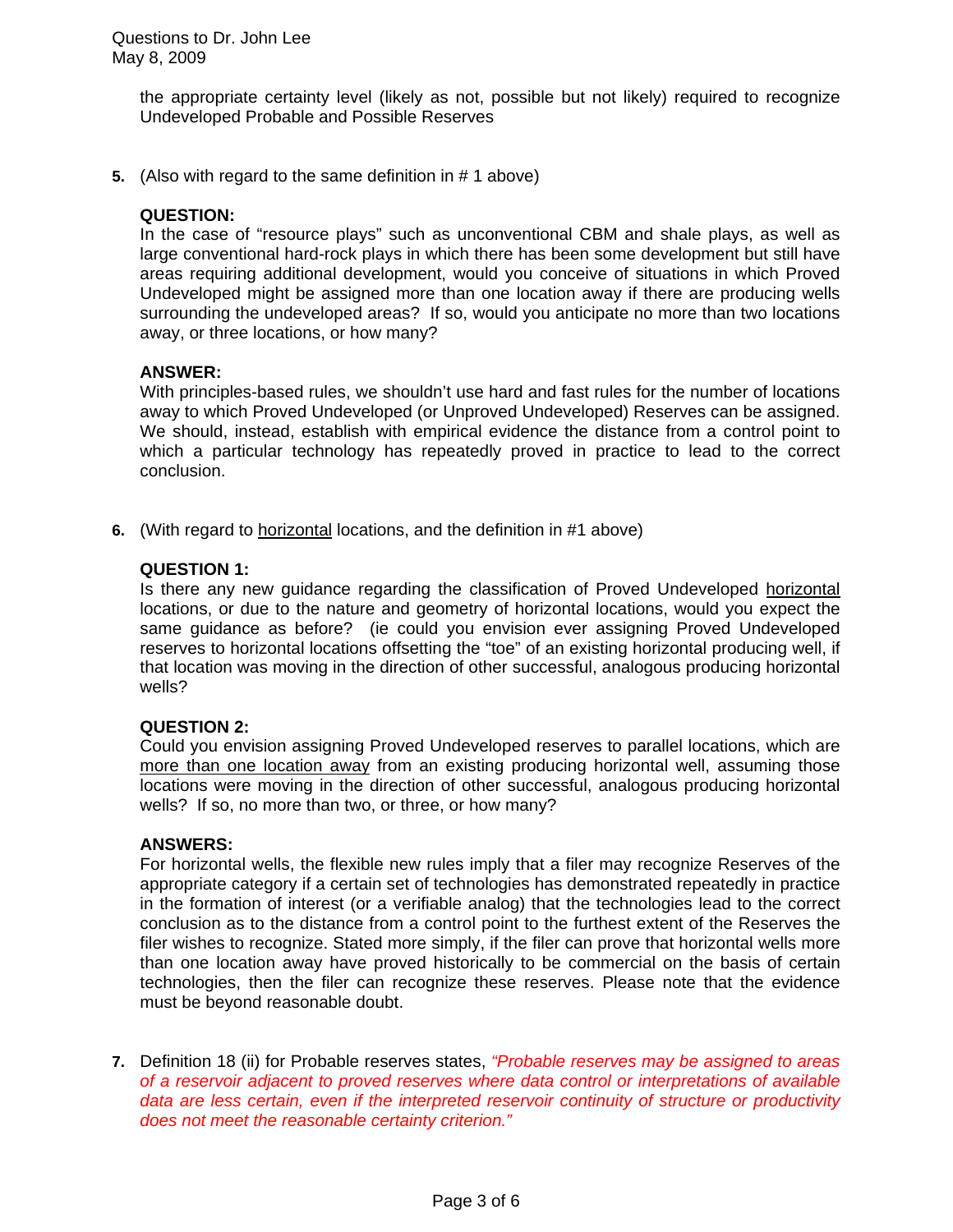the appropriate certainty level (likely as not, possible but not likely) required to recognize Undeveloped Probable and Possible Reserves

**5.** (Also with regard to the same definition in # 1 above)

**QUESTION:**
In the case of "resource plays" such as unconventional CBM and shale plays, as well as large conventional hard-rock plays in which there has been some development but still have areas requiring additional development, would you conceive of situations in which Proved Undeveloped might be assigned more than one location away if there are producing wells surrounding the undeveloped areas? If so, would you anticipate no more than two locations away, or three locations, or how many?

**ANSWER:**
With principles-based rules, we shouldn't use hard and fast rules for the number of locations away to which Proved Undeveloped (or Unproved Undeveloped) Reserves can be assigned. We should, instead, establish with empirical evidence the distance from a control point to which a particular technology has repeatedly proved in practice to lead to the correct conclusion.

**6.** (With regard to <u>horizontal</u> locations, and the definition in #1 above)

**QUESTION 1:**
Is there any new guidance regarding the classification of Proved Undeveloped <u>horizontal</u> locations, or due to the nature and geometry of horizontal locations, would you expect the same guidance as before? (ie could you envision ever assigning Proved Undeveloped reserves to horizontal locations offsetting the "toe" of an existing horizontal producing well, if that location was moving in the direction of other successful, analogous producing horizontal wells?

**QUESTION 2:**
Could you envision assigning Proved Undeveloped reserves to parallel locations, which are <u>more than one location away</u> from an existing producing horizontal well, assuming those locations were moving in the direction of other successful, analogous producing horizontal wells? If so, no more than two, or three, or how many?

**ANSWERS:**
For horizontal wells, the flexible new rules imply that a filer may recognize Reserves of the appropriate category if a certain set of technologies has demonstrated repeatedly in practice in the formation of interest (or a verifiable analog) that the technologies lead to the correct conclusion as to the distance from a control point to the furthest extent of the Reserves the filer wishes to recognize. Stated more simply, if the filer can prove that horizontal wells more than one location away have proved historically to be commercial on the basis of certain technologies, then the filer can recognize these reserves. Please note that the evidence must be beyond reasonable doubt.

**7.** Definition 18 (ii) for Probable reserves states, *"Probable reserves may be assigned to areas of a reservoir adjacent to proved reserves where data control or interpretations of available data are less certain, even if the interpreted reservoir continuity of structure or productivity does not meet the reasonable certainty criterion."*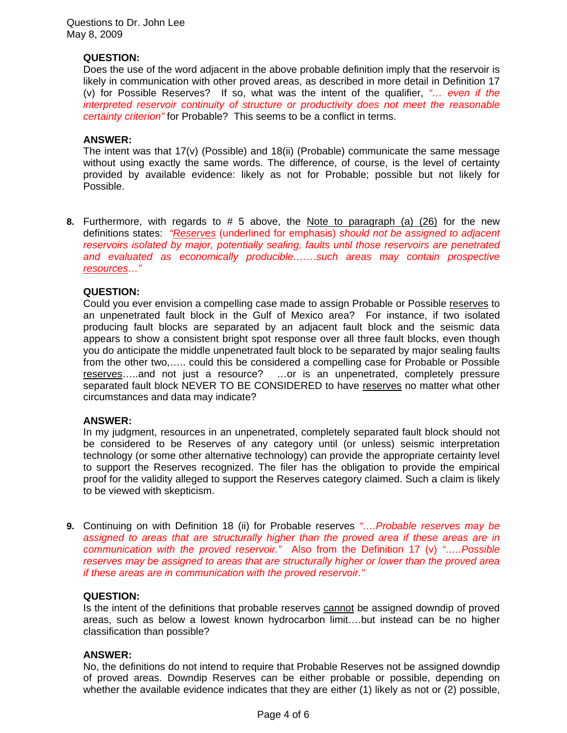**QUESTION:**
Does the use of the word adjacent in the above probable definition imply that the reservoir is likely in communication with other proved areas, as described in more detail in Definition 17 (v) for Possible Reserves? If so, what was the intent of the qualifier, *"… even if the interpreted reservoir continuity of structure or productivity does not meet the reasonable certainty criterion"* for Probable? This seems to be a conflict in terms.

**ANSWER:**
The intent was that 17(v) (Possible) and 18(ii) (Probable) communicate the same message without using exactly the same words. The difference, of course, is the level of certainty provided by available evidence: likely as not for Probable; possible but not likely for Possible.

**8.** Furthermore, with regards to # 5 above, the <u>Note to paragraph (a) (26)</u> for the new definitions states: *"<u>Reserves</u>* (underlined for emphasis) *should not be assigned to adjacent reservoirs isolated by major, potentially sealing, faults until those reservoirs are penetrated and evaluated as economically producible…….such areas may contain prospective <u>resources</u>…"*

**QUESTION:**
Could you ever envision a compelling case made to assign Probable or Possible <u>reserves</u> to an unpenetrated fault block in the Gulf of Mexico area? For instance, if two isolated producing fault blocks are separated by an adjacent fault block and the seismic data appears to show a consistent bright spot response over all three fault blocks, even though you do anticipate the middle unpenetrated fault block to be separated by major sealing faults from the other two,….. could this be considered a compelling case for Probable or Possible <u>reserves</u>…..and not just a resource? …or is an unpenetrated, completely pressure separated fault block NEVER TO BE CONSIDERED to have <u>reserves</u> no matter what other circumstances and data may indicate?

**ANSWER:**
In my judgment, resources in an unpenetrated, completely separated fault block should not be considered to be Reserves of any category until (or unless) seismic interpretation technology (or some other alternative technology) can provide the appropriate certainty level to support the Reserves recognized. The filer has the obligation to provide the empirical proof for the validity alleged to support the Reserves category claimed. Such a claim is likely to be viewed with skepticism.

**9.** Continuing on with Definition 18 (ii) for Probable reserves *"….Probable reserves may be assigned to areas that are structurally higher than the proved area if these areas are in communication with the proved reservoir."* Also from the Definition 17 (v) *"…..Possible reserves may be assigned to areas that are structurally higher or lower than the proved area if these areas are in communication with the proved reservoir."*

**QUESTION:**
Is the intent of the definitions that probable reserves <u>cannot</u> be assigned downdip of proved areas, such as below a lowest known hydrocarbon limit….but instead can be no higher classification than possible?

**ANSWER:**
No, the definitions do not intend to require that Probable Reserves not be assigned downdip of proved areas. Downdip Reserves can be either probable or possible, depending on whether the available evidence indicates that they are either (1) likely as not or (2) possible,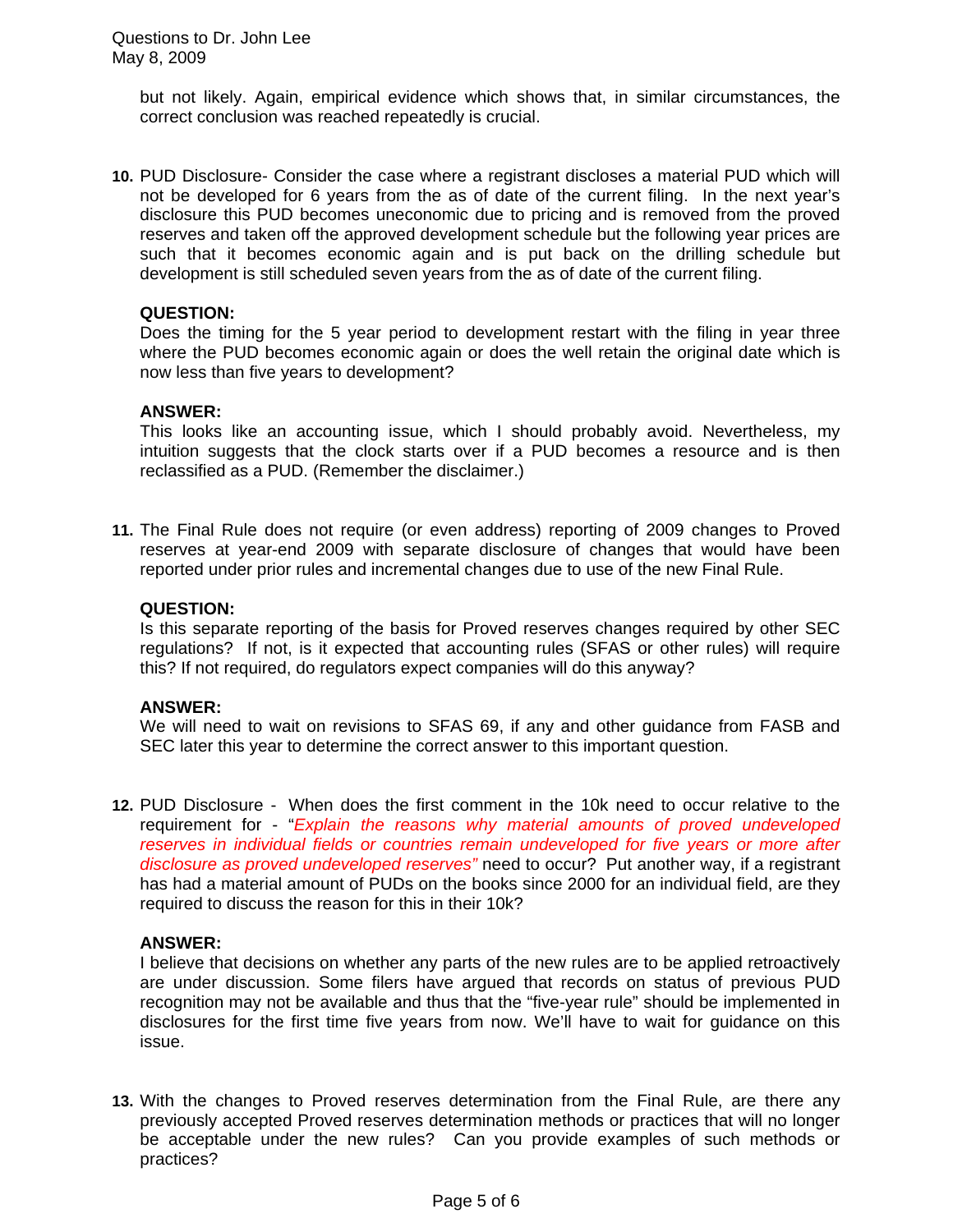but not likely. Again, empirical evidence which shows that, in similar circumstances, the correct conclusion was reached repeatedly is crucial.

10. PUD Disclosure- Consider the case where a registrant discloses a material PUD which will not be developed for 6 years from the as of date of the current filing. In the next year's disclosure this PUD becomes uneconomic due to pricing and is removed from the proved reserves and taken off the approved development schedule but the following year prices are such that it becomes economic again and is put back on the drilling schedule but development is still scheduled seven years from the as of date of the current filing.

    **QUESTION:**
    Does the timing for the 5 year period to development restart with the filing in year three where the PUD becomes economic again or does the well retain the original date which is now less than five years to development?

    **ANSWER:**
    This looks like an accounting issue, which I should probably avoid. Nevertheless, my intuition suggests that the clock starts over if a PUD becomes a resource and is then reclassified as a PUD. (Remember the disclaimer.)

11. The Final Rule does not require (or even address) reporting of 2009 changes to Proved reserves at year-end 2009 with separate disclosure of changes that would have been reported under prior rules and incremental changes due to use of the new Final Rule.

    **QUESTION:**
    Is this separate reporting of the basis for Proved reserves changes required by other SEC regulations? If not, is it expected that accounting rules (SFAS or other rules) will require this? If not required, do regulators expect companies will do this anyway?

    **ANSWER:**
    We will need to wait on revisions to SFAS 69, if any and other guidance from FASB and SEC later this year to determine the correct answer to this important question.

12. PUD Disclosure - When does the first comment in the 10k need to occur relative to the requirement for - "*Explain the reasons why material amounts of proved undeveloped reserves in individual fields or countries remain undeveloped for five years or more after disclosure as proved undeveloped reserves"* need to occur? Put another way, if a registrant has had a material amount of PUDs on the books since 2000 for an individual field, are they required to discuss the reason for this in their 10k?

    **ANSWER:**
    I believe that decisions on whether any parts of the new rules are to be applied retroactively are under discussion. Some filers have argued that records on status of previous PUD recognition may not be available and thus that the "five-year rule" should be implemented in disclosures for the first time five years from now. We'll have to wait for guidance on this issue.

13. With the changes to Proved reserves determination from the Final Rule, are there any previously accepted Proved reserves determination methods or practices that will no longer be acceptable under the new rules? Can you provide examples of such methods or practices?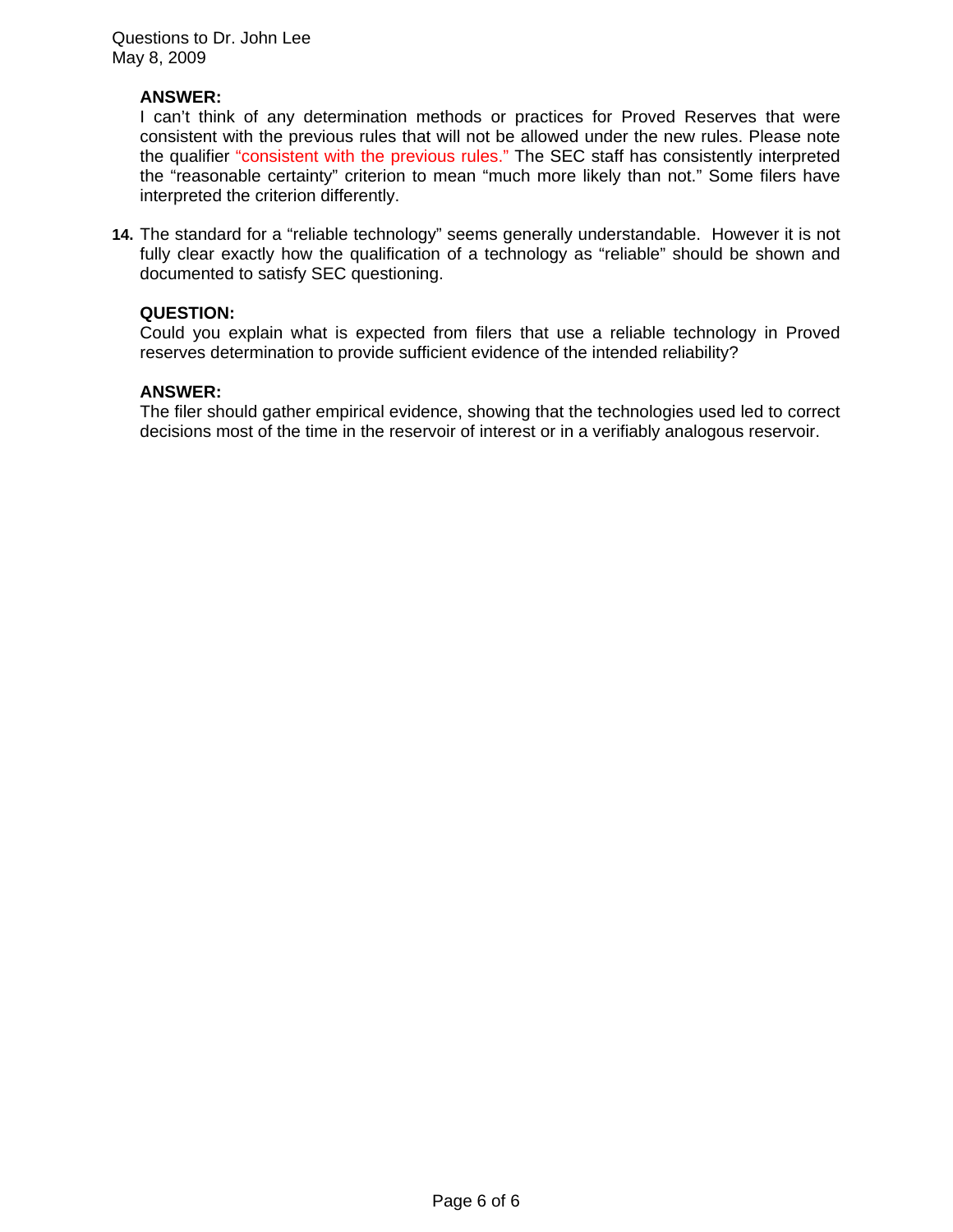**ANSWER:**

I can't think of any determination methods or practices for Proved Reserves that were consistent with the previous rules that will not be allowed under the new rules. Please note the qualifier "consistent with the previous rules." The SEC staff has consistently interpreted the "reasonable certainty" criterion to mean "much more likely than not." Some filers have interpreted the criterion differently.

**14.** The standard for a "reliable technology" seems generally understandable. However it is not fully clear exactly how the qualification of a technology as "reliable" should be shown and documented to satisfy SEC questioning.

**QUESTION:**

Could you explain what is expected from filers that use a reliable technology in Proved reserves determination to provide sufficient evidence of the intended reliability?

**ANSWER:**

The filer should gather empirical evidence, showing that the technologies used led to correct decisions most of the time in the reservoir of interest or in a verifiably analogous reservoir.